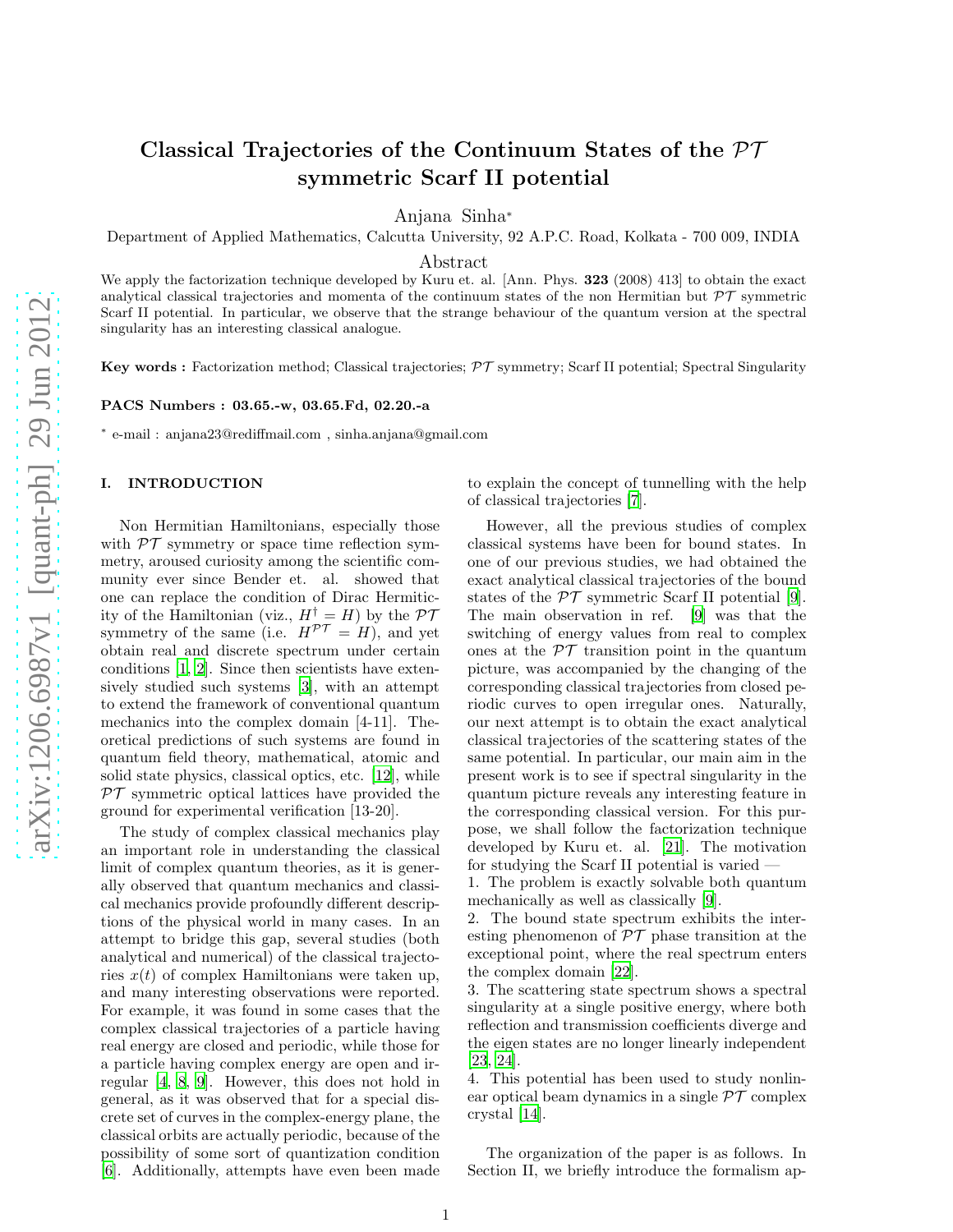# Classical Trajectories of the Continuum States of the $\mathcal{PT}$ symmetric Scarf II potential

Anjana Sinha*

Department of Applied Mathematics, Calcutta University, 92 A.P.C. Road, Kolkata - 700 009, INDIA

## Abstract

We apply the factorization technique developed by Kuru et. al. [Ann. Phys. **323** (2008) 413] to obtain the exact analytical classical trajectories and momenta of the continuum states of the non Hermitian but $\mathcal{PT}$ symmetric Scarf II potential. In particular, we observe that the strange behaviour of the quantum version at the spectral singularity has an interesting classical analogue.

**Key words :** Factorization method; Classical trajectories; $\mathcal{PT}$ symmetry; Scarf II potential; Spectral Singularity

**PACS Numbers : 03.65.-w, 03.65.Fd, 02.20.-a**

* e-mail : anjana23@rediffmail.com , sinha.anjana@gmail.com

## I. INTRODUCTION

Non Hermitian Hamiltonians, especially those with $\mathcal{PT}$ symmetry or space time reflection symmetry, aroused curiosity among the scientific community ever since Bender et. al. showed that one can replace the condition of Dirac Hermiticity of the Hamiltonian (viz., $H^\dagger = H$) by the $\mathcal{PT}$ symmetry of the same (i.e. $H^{\mathcal{PT}} = H$), and yet obtain real and discrete spectrum under certain conditions [1, 2]. Since then scientists have extensively studied such systems [3], with an attempt to extend the framework of conventional quantum mechanics into the complex domain [4-11]. Theoretical predictions of such systems are found in quantum field theory, mathematical, atomic and solid state physics, classical optics, etc. [12], while $\mathcal{PT}$ symmetric optical lattices have provided the ground for experimental verification [13-20].

The study of complex classical mechanics play an important role in understanding the classical limit of complex quantum theories, as it is generally observed that quantum mechanics and classical mechanics provide profoundly different descriptions of the physical world in many cases. In an attempt to bridge this gap, several studies (both analytical and numerical) of the classical trajectories $x(t)$ of complex Hamiltonians were taken up, and many interesting observations were reported. For example, it was found in some cases that the complex classical trajectories of a particle having real energy are closed and periodic, while those for a particle having complex energy are open and irregular [4, 8, 9]. However, this does not hold in general, as it was observed that for a special discrete set of curves in the complex-energy plane, the classical orbits are actually periodic, because of the possibility of some sort of quantization condition [6]. Additionally, attempts have even been made to explain the concept of tunnelling with the help of classical trajectories [7].

However, all the previous studies of complex classical systems have been for bound states. In one of our previous studies, we had obtained the exact analytical classical trajectories of the bound states of the $\mathcal{PT}$ symmetric Scarf II potential [9]. The main observation in ref. [9] was that the switching of energy values from real to complex ones at the $\mathcal{PT}$ transition point in the quantum picture, was accompanied by the changing of the corresponding classical trajectories from closed periodic curves to open irregular ones. Naturally, our next attempt is to obtain the exact analytical classical trajectories of the scattering states of the same potential. In particular, our main aim in the present work is to see if spectral singularity in the quantum picture reveals any interesting feature in the corresponding classical version. For this purpose, we shall follow the factorization technique developed by Kuru et. al. [21]. The motivation for studying the Scarf II potential is varied —

1. The problem is exactly solvable both quantum mechanically as well as classically [9].
2. The bound state spectrum exhibits the interesting phenomenon of $\mathcal{PT}$ phase transition at the exceptional point, where the real spectrum enters the complex domain [22].
3. The scattering state spectrum shows a spectral singularity at a single positive energy, where both reflection and transmission coefficients diverge and the eigen states are no longer linearly independent [23, 24].
4. This potential has been used to study nonlinear optical beam dynamics in a single $\mathcal{PT}$ complex crystal [14].

The organization of the paper is as follows. In Section II, we briefly introduce the formalism ap-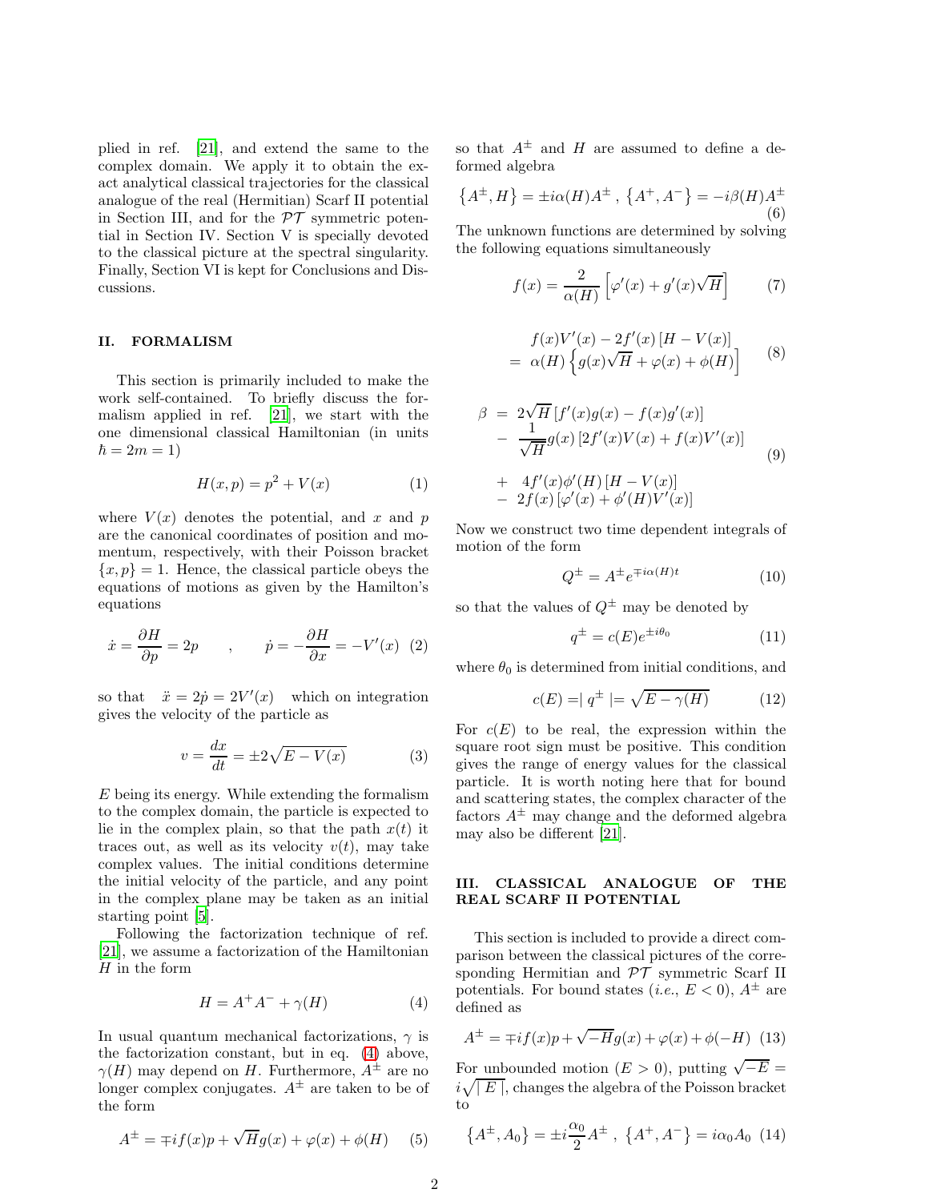plied in ref. [21], and extend the same to the complex domain. We apply it to obtain the exact analytical classical trajectories for the classical analogue of the real (Hermitian) Scarf II potential in Section III, and for the $\mathcal{PT}$ symmetric potential in Section IV. Section V is specially devoted to the classical picture at the spectral singularity. Finally, Section VI is kept for Conclusions and Discussions.

## II. FORMALISM

This section is primarily included to make the work self-contained. To briefly discuss the formalism applied in ref. [21], we start with the one dimensional classical Hamiltonian (in units $\hbar = 2m = 1$)

$$H(x,p) = p^2 + V(x) \tag{1}$$

where $V(x)$ denotes the potential, and $x$ and $p$ are the canonical coordinates of position and momentum, respectively, with their Poisson bracket $\{x,p\} = 1$. Hence, the classical particle obeys the equations of motions as given by the Hamilton's equations

$$\dot{x} = \frac{\partial H}{\partial p} = 2p \qquad , \qquad \dot{p} = -\frac{\partial H}{\partial x} = -V'(x) \tag{2}$$

so that $\ddot{x} = 2\dot{p} = 2V'(x)$ which on integration gives the velocity of the particle as

$$v = \frac{dx}{dt} = \pm 2\sqrt{E - V(x)} \tag{3}$$

$E$ being its energy. While extending the formalism to the complex domain, the particle is expected to lie in the complex plain, so that the path $x(t)$ it traces out, as well as its velocity $v(t)$, may take complex values. The initial conditions determine the initial velocity of the particle, and any point in the complex plane may be taken as an initial starting point [5].

Following the factorization technique of ref. [21], we assume a factorization of the Hamiltonian $H$ in the form

$$H = A^+A^- + \gamma(H) \tag{4}$$

In usual quantum mechanical factorizations, $\gamma$ is the factorization constant, but in eq. (4) above, $\gamma(H)$ may depend on $H$. Furthermore, $A^\pm$ are no longer complex conjugates. $A^\pm$ are taken to be of the form

$$A^\pm = \mp i f(x)p + \sqrt{H}g(x) + \varphi(x) + \phi(H) \tag{5}$$

so that $A^\pm$ and $H$ are assumed to define a deformed algebra

$$\left\{A^\pm, H\right\} = \pm i\alpha(H)A^\pm \ , \ \left\{A^+, A^-\right\} = -i\beta(H)A^\pm \tag{6}$$

The unknown functions are determined by solving the following equations simultaneously

$$f(x) = \frac{2}{\alpha(H)}\left[\varphi'(x) + g'(x)\sqrt{H}\right] \tag{7}$$

$$\begin{aligned} & f(x)V'(x) - 2f'(x)\left[H - V(x)\right] \\ &= \alpha(H)\left\{g(x)\sqrt{H} + \varphi(x) + \phi(H)\right\} \end{aligned} \tag{8}$$

$$\begin{aligned} \beta &= 2\sqrt{H}\left[f'(x)g(x) - f(x)g'(x)\right] \\ &- \frac{1}{\sqrt{H}}g(x)\left[2f'(x)V(x) + f(x)V'(x)\right] \\ &+ 4f'(x)\phi'(H)\left[H - V(x)\right] \\ &- 2f(x)\left[\varphi'(x) + \phi'(H)V'(x)\right] \end{aligned} \tag{9}$$

Now we construct two time dependent integrals of motion of the form

$$Q^\pm = A^\pm e^{\mp i\alpha(H)t} \tag{10}$$

so that the values of $Q^\pm$ may be denoted by

$$q^\pm = c(E)e^{\pm i\theta_0} \tag{11}$$

where $\theta_0$ is determined from initial conditions, and

$$c(E) = \mid q^\pm \mid = \sqrt{E - \gamma(H)} \tag{12}$$

For $c(E)$ to be real, the expression within the square root sign must be positive. This condition gives the range of energy values for the classical particle. It is worth noting here that for bound and scattering states, the complex character of the factors $A^\pm$ may change and the deformed algebra may also be different [21].

## III. CLASSICAL ANALOGUE OF THE REAL SCARF II POTENTIAL

This section is included to provide a direct comparison between the classical pictures of the corresponding Hermitian and $\mathcal{PT}$ symmetric Scarf II potentials. For bound states (*i.e.*, $E < 0$), $A^\pm$ are defined as

$$A^\pm = \mp i f(x)p + \sqrt{-H}g(x) + \varphi(x) + \phi(-H) \tag{13}$$

For unbounded motion ($E > 0$), putting $\sqrt{-E} = i\sqrt{\mid E \mid}$, changes the algebra of the Poisson bracket to

$$\left\{A^\pm, A_0\right\} = \pm i\frac{\alpha_0}{2}A^\pm \ , \ \left\{A^+, A^-\right\} = i\alpha_0 A_0 \tag{14}$$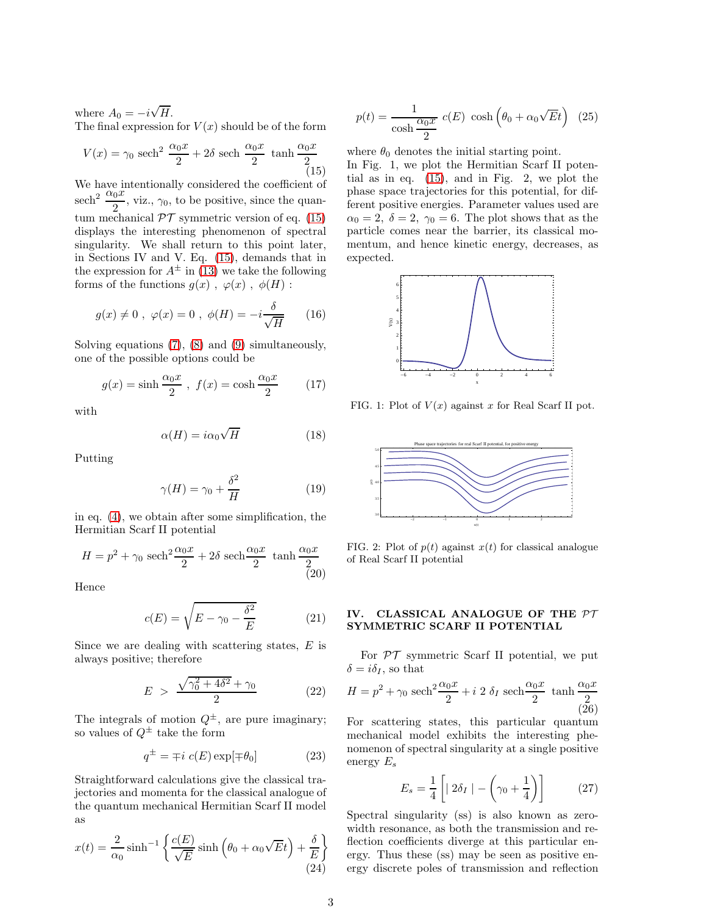where $A_0 = -i\sqrt{H}$.
The final expression for $V(x)$ should be of the form

$$V(x) = \gamma_0 \ \mathrm{sech}^2 \ \frac{\alpha_0 x}{2} + 2\delta \ \mathrm{sech} \ \frac{\alpha_0 x}{2} \ \tanh \frac{\alpha_0 x}{2} \tag{15}$$

We have intentionally considered the coefficient of $\mathrm{sech}^2 \ \frac{\alpha_0 x}{2}$, viz., $\gamma_0$, to be positive, since the quantum mechanical $\mathcal{PT}$ symmetric version of eq. (15) displays the interesting phenomenon of spectral singularity. We shall return to this point later, in Sections IV and V. Eq. (15), demands that in the expression for $A^\pm$ in (13) we take the following forms of the functions $g(x)$ , $\varphi(x)$ , $\phi(H)$ :

$$g(x) \neq 0 \ , \ \varphi(x) = 0 \ , \ \phi(H) = -i\frac{\delta}{\sqrt{H}} \tag{16}$$

Solving equations (7), (8) and (9) simultaneously, one of the possible options could be

$$g(x) = \sinh \frac{\alpha_0 x}{2} \ , \ f(x) = \cosh \frac{\alpha_0 x}{2} \tag{17}$$

with

$$\alpha(H) = i\alpha_0 \sqrt{H} \tag{18}$$

Putting

$$\gamma(H) = \gamma_0 + \frac{\delta^2}{H} \tag{19}$$

in eq. (4), we obtain after some simplification, the Hermitian Scarf II potential

$$H = p^2 + \gamma_0 \ \mathrm{sech}^2 \frac{\alpha_0 x}{2} + 2\delta \ \mathrm{sech} \frac{\alpha_0 x}{2} \ \tanh \frac{\alpha_0 x}{2} \tag{20}$$

Hence

$$c(E) = \sqrt{E - \gamma_0 - \frac{\delta^2}{E}} \tag{21}$$

Since we are dealing with scattering states, $E$ is always positive; therefore

$$E \ > \ \frac{\sqrt{\gamma_0^2 + 4\delta^2} + \gamma_0}{2} \tag{22}$$

The integrals of motion $Q^\pm$, are pure imaginary; so values of $Q^\pm$ take the form

$$q^\pm = \mp i \ c(E) \exp[\mp \theta_0] \tag{23}$$

Straightforward calculations give the classical trajectories and momenta for the classical analogue of the quantum mechanical Hermitian Scarf II model as

$$x(t) = \frac{2}{\alpha_0} \sinh^{-1} \left\{ \frac{c(E)}{\sqrt{E}} \sinh \left( \theta_0 + \alpha_0 \sqrt{E} t \right) + \frac{\delta}{E} \right\} \tag{24}$$

$$p(t) = \frac{1}{\cosh \frac{\alpha_0 x}{2}} \ c(E) \ \cosh \left( \theta_0 + \alpha_0 \sqrt{E} t \right) \tag{25}$$

where $\theta_0$ denotes the initial starting point.
In Fig. 1, we plot the Hermitian Scarf II potential as in eq. (15), and in Fig. 2, we plot the phase space trajectories for this potential, for different positive energies. Parameter values used are $\alpha_0 = 2, \ \delta = 2, \ \gamma_0 = 6$. The plot shows that as the particle comes near the barrier, its classical momentum, and hence kinetic energy, decreases, as expected.

FIG. 1: Plot of $V(x)$ against $x$ for Real Scarf II pot.

FIG. 2: Plot of $p(t)$ against $x(t)$ for classical analogue of Real Scarf II potential

## IV. CLASSICAL ANALOGUE OF THE $\mathcal{PT}$ SYMMETRIC SCARF II POTENTIAL

For $\mathcal{PT}$ symmetric Scarf II potential, we put $\delta = i\delta_I$, so that

$$H = p^2 + \gamma_0 \ \mathrm{sech}^2 \frac{\alpha_0 x}{2} + i \ 2 \ \delta_I \ \mathrm{sech} \frac{\alpha_0 x}{2} \ \tanh \frac{\alpha_0 x}{2} \tag{26}$$

For scattering states, this particular quantum mechanical model exhibits the interesting phenomenon of spectral singularity at a single positive energy $E_s$

$$E_s = \frac{1}{4} \left[ \mid 2\delta_I \mid - \left( \gamma_0 + \frac{1}{4} \right) \right] \tag{27}$$

Spectral singularity (ss) is also known as zero-width resonance, as both the transmission and reflection coefficients diverge at this particular energy. Thus these (ss) may be seen as positive energy discrete poles of transmission and reflection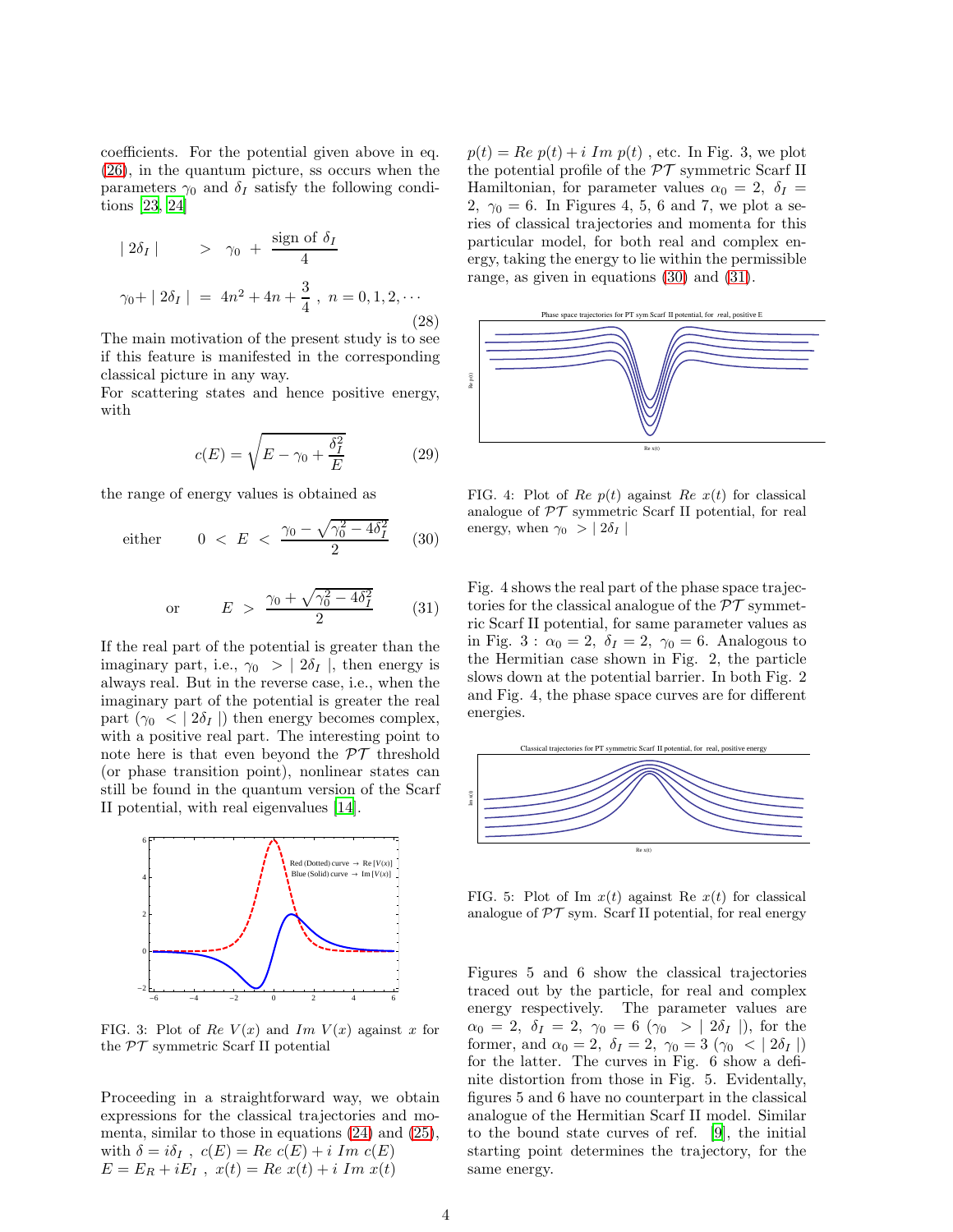coefficients. For the potential given above in eq. (26), in the quantum picture, ss occurs when the parameters $\gamma_0$ and $\delta_I$ satisfy the following conditions [23, 24]

$$
\begin{aligned}
\mid 2\delta_I \mid \quad &> \quad \gamma_0 \ + \ \frac{\text{sign of } \delta_I}{4} \\
\gamma_0 + \mid 2\delta_I \mid \ &= \ 4n^2 + 4n + \frac{3}{4} \ , \ n = 0, 1, 2, \cdots
\end{aligned}
\tag{28}
$$

The main motivation of the present study is to see if this feature is manifested in the corresponding classical picture in any way.
For scattering states and hence positive energy, with

$$
c(E) = \sqrt{E - \gamma_0 + \frac{\delta_I^2}{E}} \tag{29}
$$

the range of energy values is obtained as

$$
\text{either} \qquad 0 \ < \ E \ < \ \frac{\gamma_0 - \sqrt{\gamma_0^2 - 4\delta_I^2}}{2} \tag{30}
$$

$$
\text{or} \qquad E \ > \ \frac{\gamma_0 + \sqrt{\gamma_0^2 - 4\delta_I^2}}{2} \tag{31}
$$

If the real part of the potential is greater than the imaginary part, i.e., $\gamma_0 \ > \mid 2\delta_I \mid$, then energy is always real. But in the reverse case, i.e., when the imaginary part of the potential is greater the real part ($\gamma_0 \ < \mid 2\delta_I \mid$) then energy becomes complex, with a positive real part. The interesting point to note here is that even beyond the $\mathcal{PT}$ threshold (or phase transition point), nonlinear states can still be found in the quantum version of the Scarf II potential, with real eigenvalues [14].

FIG. 3: Plot of $Re\ V(x)$ and $Im\ V(x)$ against $x$ for the $\mathcal{PT}$ symmetric Scarf II potential

Proceeding in a straightforward way, we obtain expressions for the classical trajectories and momenta, similar to those in equations (24) and (25), with $\delta = i\delta_I$ , $c(E) = Re\ c(E) + i\ Im\ c(E)$
$E = E_R + iE_I$ , $x(t) = Re\ x(t) + i\ Im\ x(t)$
$p(t) = Re\ p(t) + i\ Im\ p(t)$ , etc. In Fig. 3, we plot the potential profile of the $\mathcal{PT}$ symmetric Scarf II Hamiltonian, for parameter values $\alpha_0 = 2,\ \delta_I = 2,\ \gamma_0 = 6$. In Figures 4, 5, 6 and 7, we plot a series of classical trajectories and momenta for this particular model, for both real and complex energy, taking the energy to lie within the permissible range, as given in equations (30) and (31).

FIG. 4: Plot of $Re\ p(t)$ against $Re\ x(t)$ for classical analogue of $\mathcal{PT}$ symmetric Scarf II potential, for real energy, when $\gamma_0 \ > \mid 2\delta_I \mid$

Fig. 4 shows the real part of the phase space trajectories for the classical analogue of the $\mathcal{PT}$ symmetric Scarf II potential, for same parameter values as in Fig. 3 : $\alpha_0 = 2,\ \delta_I = 2,\ \gamma_0 = 6$. Analogous to the Hermitian case shown in Fig. 2, the particle slows down at the potential barrier. In both Fig. 2 and Fig. 4, the phase space curves are for different energies.

FIG. 5: Plot of Im $x(t)$ against Re $x(t)$ for classical analogue of $\mathcal{PT}$ sym. Scarf II potential, for real energy

Figures 5 and 6 show the classical trajectories traced out by the particle, for real and complex energy respectively. The parameter values are $\alpha_0 = 2,\ \delta_I = 2,\ \gamma_0 = 6$ ($\gamma_0 \ > \mid 2\delta_I \mid$), for the former, and $\alpha_0 = 2,\ \delta_I = 2,\ \gamma_0 = 3$ ($\gamma_0 \ < \mid 2\delta_I \mid$) for the latter. The curves in Fig. 6 show a definite distortion from those in Fig. 5. Evidentally, figures 5 and 6 have no counterpart in the classical analogue of the Hermitian Scarf II model. Similar to the bound state curves of ref. [9], the initial starting point determines the trajectory, for the same energy.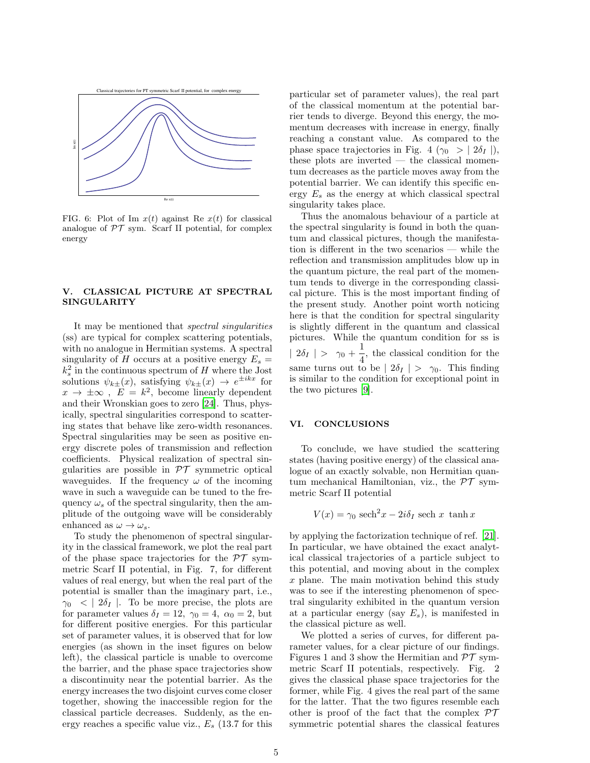FIG. 6: Plot of Im $x(t)$ against Re $x(t)$ for classical analogue of $\mathcal{PT}$ sym. Scarf II potential, for complex energy

## V. CLASSICAL PICTURE AT SPECTRAL SINGULARITY

It may be mentioned that *spectral singularities* (ss) are typical for complex scattering potentials, with no analogue in Hermitian systems. A spectral singularity of $H$ occurs at a positive energy $E_s = k_s^2$ in the continuous spectrum of $H$ where the Jost solutions $\psi_{k\pm}(x)$, satisfying $\psi_{k\pm}(x) \to e^{\pm ikx}$ for $x \to \pm\infty$ , $E = k^2$, become linearly dependent and their Wronskian goes to zero [24]. Thus, physically, spectral singularities correspond to scattering states that behave like zero-width resonances. Spectral singularities may be seen as positive energy discrete poles of transmission and reflection coefficients. Physical realization of spectral singularities are possible in $\mathcal{PT}$ symmetric optical waveguides. If the frequency $\omega$ of the incoming wave in such a waveguide can be tuned to the frequency $\omega_s$ of the spectral singularity, then the amplitude of the outgoing wave will be considerably enhanced as $\omega \to \omega_s$.

To study the phenomenon of spectral singularity in the classical framework, we plot the real part of the phase space trajectories for the $\mathcal{PT}$ symmetric Scarf II potential, in Fig. 7, for different values of real energy, but when the real part of the potential is smaller than the imaginary part, i.e., $\gamma_0 < | 2\delta_I |$. To be more precise, the plots are for parameter values $\delta_I = 12$, $\gamma_0 = 4$, $\alpha_0 = 2$, but for different positive energies. For this particular set of parameter values, it is observed that for low energies (as shown in the inset figures on below left), the classical particle is unable to overcome the barrier, and the phase space trajectories show a discontinuity near the potential barrier. As the energy increases the two disjoint curves come closer together, showing the inaccessible region for the classical particle decreases. Suddenly, as the energy reaches a specific value viz., $E_s$ (13.7 for this particular set of parameter values), the real part of the classical momentum at the potential barrier tends to diverge. Beyond this energy, the momentum decreases with increase in energy, finally reaching a constant value. As compared to the phase space trajectories in Fig. 4 ($\gamma_0 > | 2\delta_I |$), these plots are inverted — the classical momentum decreases as the particle moves away from the potential barrier. We can identify this specific energy $E_s$ as the energy at which classical spectral singularity takes place.

Thus the anomalous behaviour of a particle at the spectral singularity is found in both the quantum and classical pictures, though the manifestation is different in the two scenarios — while the reflection and transmission amplitudes blow up in the quantum picture, the real part of the momentum tends to diverge in the corresponding classical picture. This is the most important finding of the present study. Another point worth noticing here is that the condition for spectral singularity is slightly different in the quantum and classical pictures. While the quantum condition for ss is $| 2\delta_I | > \gamma_0 + \frac{1}{4}$, the classical condition for the same turns out to be $| 2\delta_I | > \gamma_0$. This finding is similar to the condition for exceptional point in the two pictures [9].

## VI. CONCLUSIONS

To conclude, we have studied the scattering states (having positive energy) of the classical analogue of an exactly solvable, non Hermitian quantum mechanical Hamiltonian, viz., the $\mathcal{PT}$ symmetric Scarf II potential

$$V(x) = \gamma_0 \text{ sech}^2 x - 2i\delta_I \text{ sech } x \text{ tanh } x$$

by applying the factorization technique of ref. [21]. In particular, we have obtained the exact analytical classical trajectories of a particle subject to this potential, and moving about in the complex $x$ plane. The main motivation behind this study was to see if the interesting phenomenon of spectral singularity exhibited in the quantum version at a particular energy (say $E_s$), is manifested in the classical picture as well.

We plotted a series of curves, for different parameter values, for a clear picture of our findings. Figures 1 and 3 show the Hermitian and $\mathcal{PT}$ symmetric Scarf II potentials, respectively. Fig. 2 gives the classical phase space trajectories for the former, while Fig. 4 gives the real part of the same for the latter. That the two figures resemble each other is proof of the fact that the complex $\mathcal{PT}$ symmetric potential shares the classical features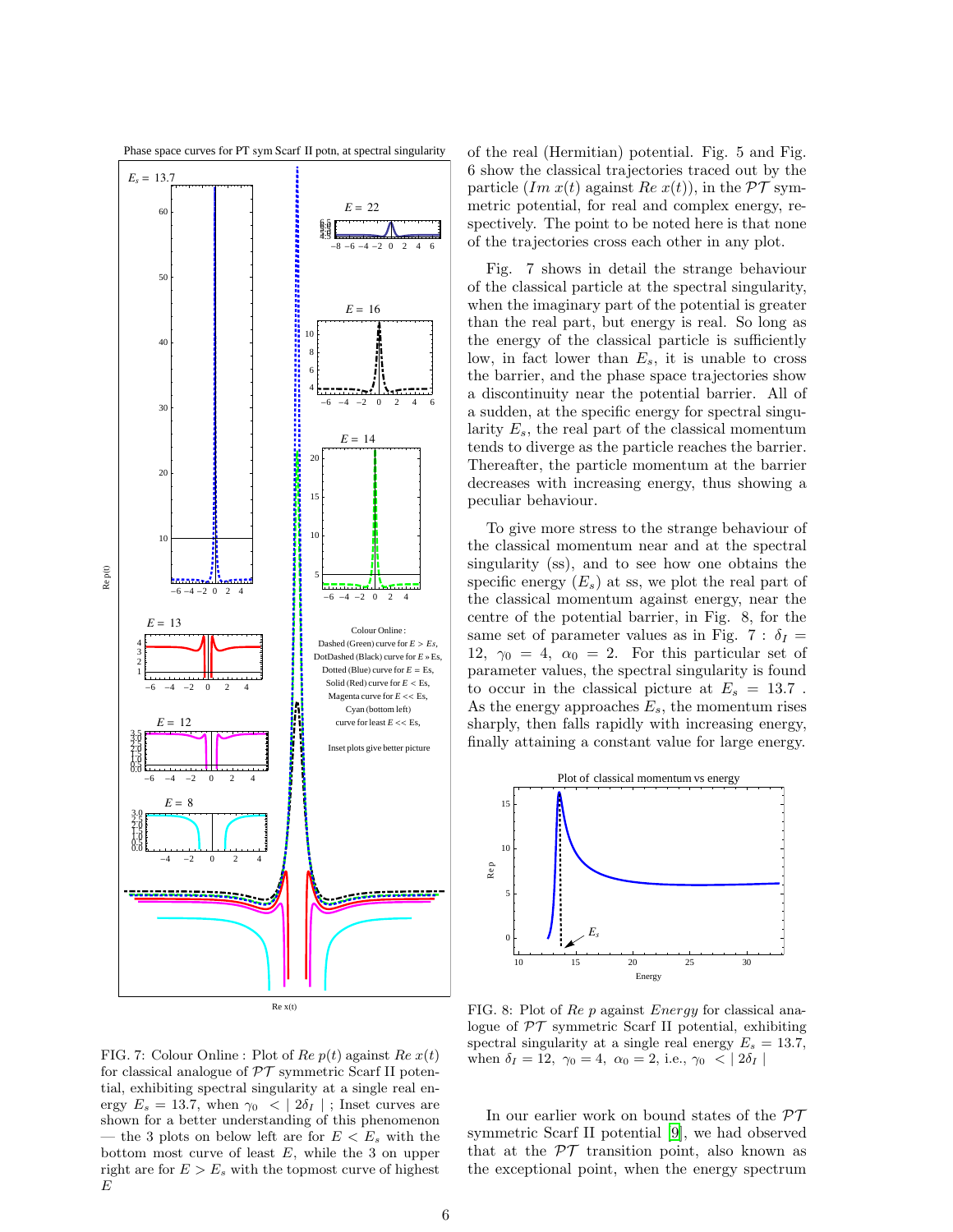FIG. 7: Colour Online : Plot of $Re\ p(t)$ against $Re\ x(t)$ for classical analogue of $\mathcal{PT}$ symmetric Scarf II potential, exhibiting spectral singularity at a single real energy $E_s = 13.7$, when $\gamma_0 < |2\delta_I|$ ; Inset curves are shown for a better understanding of this phenomenon — the 3 plots on below left are for $E < E_s$ with the bottom most curve of least $E$, while the 3 on upper right are for $E > E_s$ with the topmost curve of highest $E$

of the real (Hermitian) potential. Fig. 5 and Fig. 6 show the classical trajectories traced out by the particle ($Im\ x(t)$ against $Re\ x(t)$), in the $\mathcal{PT}$ symmetric potential, for real and complex energy, respectively. The point to be noted here is that none of the trajectories cross each other in any plot.

Fig. 7 shows in detail the strange behaviour of the classical particle at the spectral singularity, when the imaginary part of the potential is greater than the real part, but energy is real. So long as the energy of the classical particle is sufficiently low, in fact lower than $E_s$, it is unable to cross the barrier, and the phase space trajectories show a discontinuity near the potential barrier. All of a sudden, at the specific energy for spectral singularity $E_s$, the real part of the classical momentum tends to diverge as the particle reaches the barrier. Thereafter, the particle momentum at the barrier decreases with increasing energy, thus showing a peculiar behaviour.

To give more stress to the strange behaviour of the classical momentum near and at the spectral singularity (ss), and to see how one obtains the specific energy ($E_s$) at ss, we plot the real part of the classical momentum against energy, near the centre of the potential barrier, in Fig. 8, for the same set of parameter values as in Fig. 7 : $\delta_I = 12,\ \gamma_0 = 4,\ \alpha_0 = 2$. For this particular set of parameter values, the spectral singularity is found to occur in the classical picture at $E_s = 13.7$ . As the energy approaches $E_s$, the momentum rises sharply, then falls rapidly with increasing energy, finally attaining a constant value for large energy.

FIG. 8: Plot of $Re\ p$ against $Energy$ for classical analogue of $\mathcal{PT}$ symmetric Scarf II potential, exhibiting spectral singularity at a single real energy $E_s = 13.7$, when $\delta_I = 12,\ \gamma_0 = 4,\ \alpha_0 = 2$, i.e., $\gamma_0 < |2\delta_I|$

In our earlier work on bound states of the $\mathcal{PT}$ symmetric Scarf II potential [9], we had observed that at the $\mathcal{PT}$ transition point, also known as the exceptional point, when the energy spectrum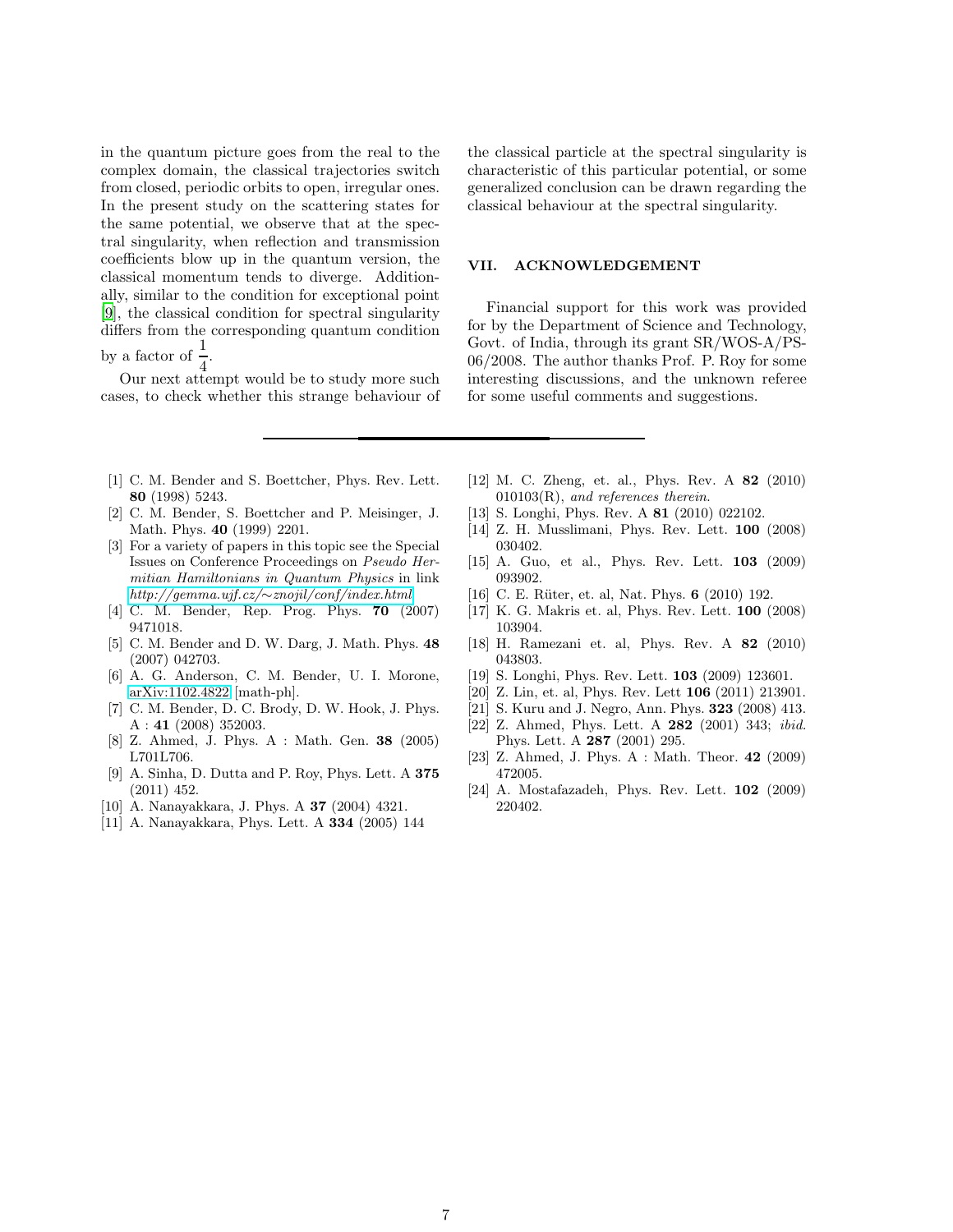in the quantum picture goes from the real to the complex domain, the classical trajectories switch from closed, periodic orbits to open, irregular ones. In the present study on the scattering states for the same potential, we observe that at the spectral singularity, when reflection and transmission coefficients blow up in the quantum version, the classical momentum tends to diverge. Additionally, similar to the condition for exceptional point [9], the classical condition for spectral singularity differs from the corresponding quantum condition by a factor of $\dfrac{1}{4}$.

Our next attempt would be to study more such cases, to check whether this strange behaviour of the classical particle at the spectral singularity is characteristic of this particular potential, or some generalized conclusion can be drawn regarding the classical behaviour at the spectral singularity.

## VII. ACKNOWLEDGEMENT

Financial support for this work was provided for by the Department of Science and Technology, Govt. of India, through its grant SR/WOS-A/PS-06/2008. The author thanks Prof. P. Roy for some interesting discussions, and the unknown referee for some useful comments and suggestions.

---

[1] C. M. Bender and S. Boettcher, Phys. Rev. Lett. **80** (1998) 5243.

[2] C. M. Bender, S. Boettcher and P. Meisinger, J. Math. Phys. **40** (1999) 2201.

[3] For a variety of papers in this topic see the Special Issues on Conference Proceedings on *Pseudo Hermitian Hamiltonians in Quantum Physics* in link *http://gemma.ujf.cz/∼znojil/conf/index.html*

[4] C. M. Bender, Rep. Prog. Phys. **70** (2007) 9471018.

[5] C. M. Bender and D. W. Darg, J. Math. Phys. **48** (2007) 042703.

[6] A. G. Anderson, C. M. Bender, U. I. Morone, arXiv:1102.4822 [math-ph].

[7] C. M. Bender, D. C. Brody, D. W. Hook, J. Phys. A : **41** (2008) 352003.

[8] Z. Ahmed, J. Phys. A : Math. Gen. **38** (2005) L701L706.

[9] A. Sinha, D. Dutta and P. Roy, Phys. Lett. A **375** (2011) 452.

[10] A. Nanayakkara, J. Phys. A **37** (2004) 4321.

[11] A. Nanayakkara, Phys. Lett. A **334** (2005) 144

[12] M. C. Zheng, et. al., Phys. Rev. A **82** (2010) 010103(R), *and references therein.*

[13] S. Longhi, Phys. Rev. A **81** (2010) 022102.

[14] Z. H. Musslimani, Phys. Rev. Lett. **100** (2008) 030402.

[15] A. Guo, et al., Phys. Rev. Lett. **103** (2009) 093902.

[16] C. E. Rüter, et. al, Nat. Phys. **6** (2010) 192.

[17] K. G. Makris et. al, Phys. Rev. Lett. **100** (2008) 103904.

[18] H. Ramezani et. al, Phys. Rev. A **82** (2010) 043803.

[19] S. Longhi, Phys. Rev. Lett. **103** (2009) 123601.

[20] Z. Lin, et. al, Phys. Rev. Lett **106** (2011) 213901.

[21] S. Kuru and J. Negro, Ann. Phys. **323** (2008) 413.

[22] Z. Ahmed, Phys. Lett. A **282** (2001) 343; *ibid.* Phys. Lett. A **287** (2001) 295.

[23] Z. Ahmed, J. Phys. A : Math. Theor. **42** (2009) 472005.

[24] A. Mostafazadeh, Phys. Rev. Lett. **102** (2009) 220402.